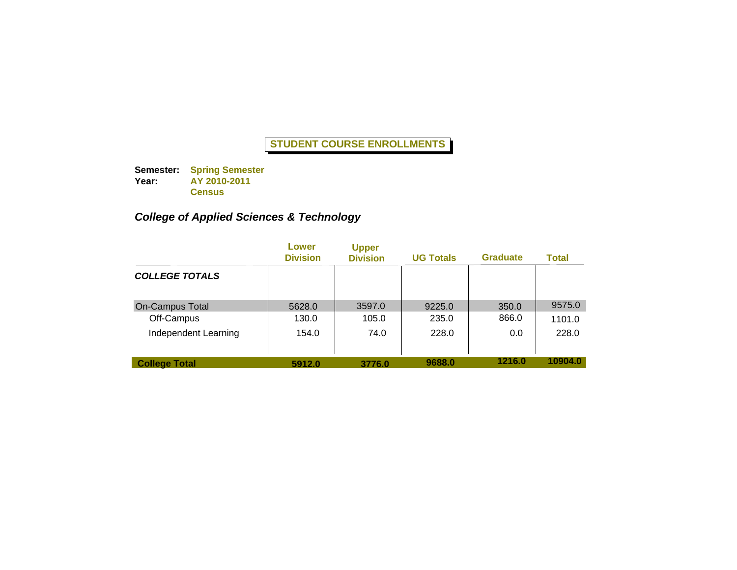# STUDENT COURSE ENROLLMENTS

**Semester:** Spring Semester
**Year:** AY 2010-2011
Census

## *College of Applied Sciences & Technology*

| | Lower Division | Upper Division | UG Totals | Graduate | Total |
|---|---|---|---|---|---|
| ***COLLEGE TOTALS*** | | | | | |
| On-Campus Total | 5628.0 | 3597.0 | 9225.0 | 350.0 | 9575.0 |
| Off-Campus | 130.0 | 105.0 | 235.0 | 866.0 | 1101.0 |
| Independent Learning | 154.0 | 74.0 | 228.0 | 0.0 | 228.0 |
| **College Total** | **5912.0** | **3776.0** | **9688.0** | **1216.0** | **10904.0** |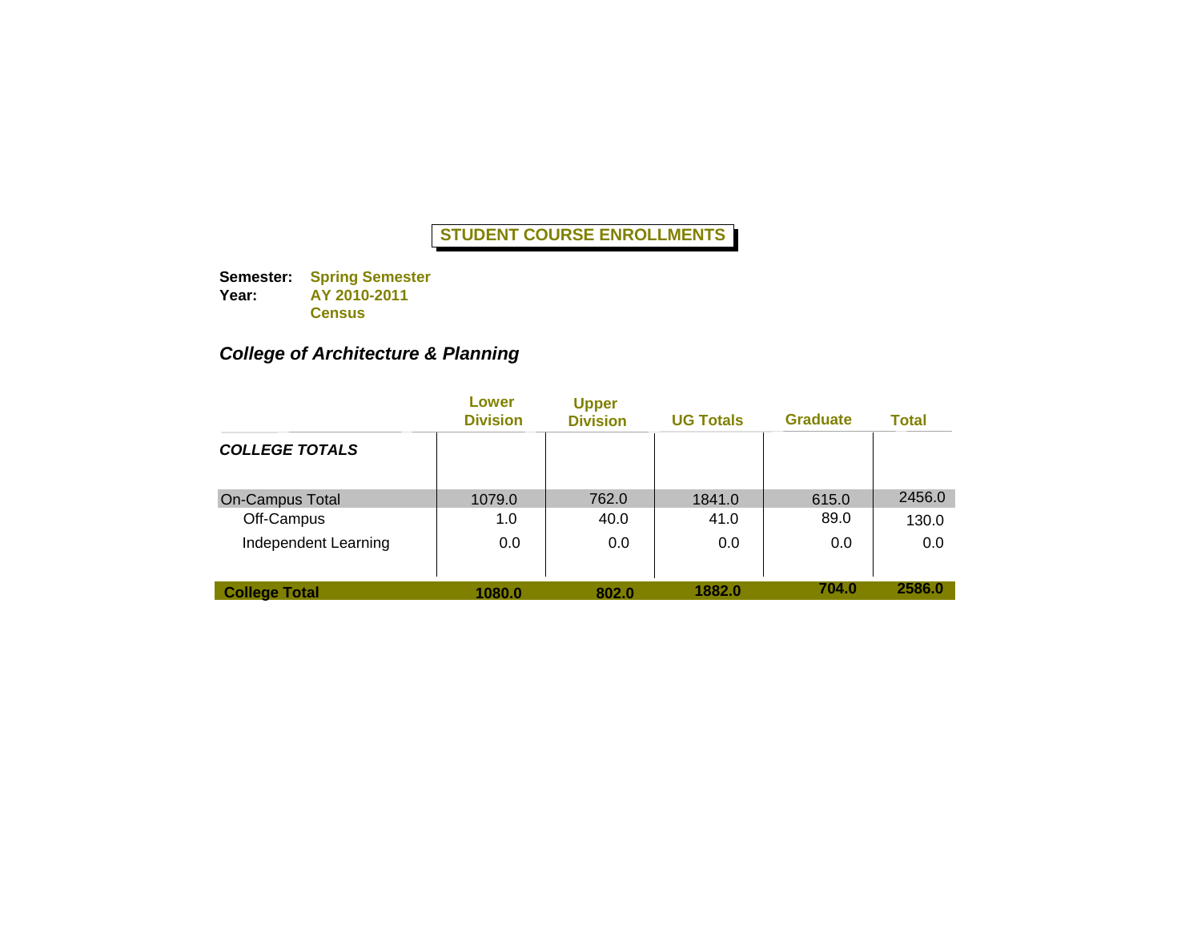**STUDENT COURSE ENROLLMENTS**

**Semester:** **Spring Semester**
**Year:** **AY 2010-2011**
**Census**

### *College of Architecture & Planning*

| | Lower Division | Upper Division | UG Totals | Graduate | Total |
|---|---|---|---|---|---|
| ***COLLEGE TOTALS*** | | | | | |
| On-Campus Total | 1079.0 | 762.0 | 1841.0 | 615.0 | 2456.0 |
| Off-Campus | 1.0 | 40.0 | 41.0 | 89.0 | 130.0 |
| Independent Learning | 0.0 | 0.0 | 0.0 | 0.0 | 0.0 |
| **College Total** | **1080.0** | **802.0** | **1882.0** | **704.0** | **2586.0** |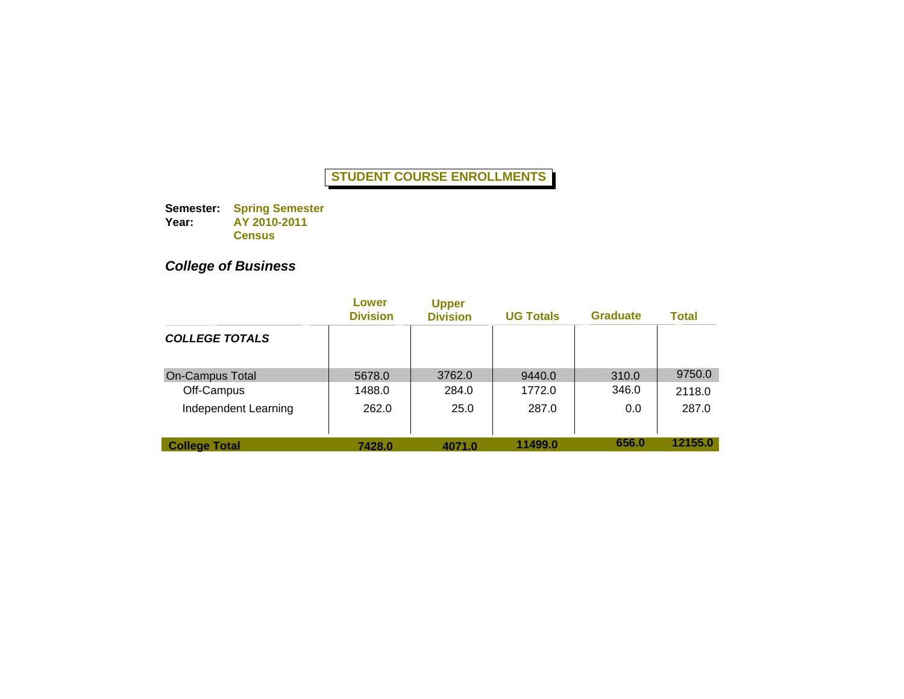**STUDENT COURSE ENROLLMENTS**

**Semester:** **Spring Semester**
**Year:** **AY 2010-2011**
**Census**

### *College of Business*

| | Lower Division | Upper Division | UG Totals | Graduate | Total |
|---|---|---|---|---|---|
| ***COLLEGE TOTALS*** | | | | | |
| On-Campus Total | 5678.0 | 3762.0 | 9440.0 | 310.0 | 9750.0 |
| Off-Campus | 1488.0 | 284.0 | 1772.0 | 346.0 | 2118.0 |
| Independent Learning | 262.0 | 25.0 | 287.0 | 0.0 | 287.0 |
| **College Total** | **7428.0** | **4071.0** | **11499.0** | **656.0** | **12155.0** |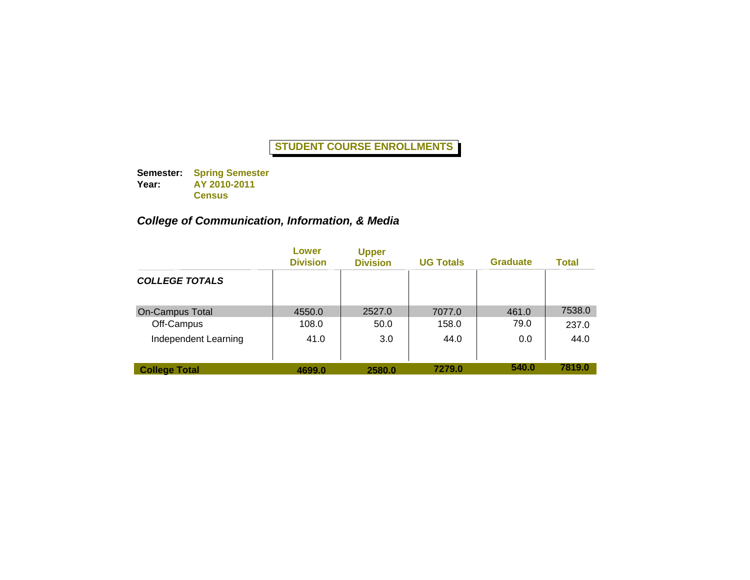## STUDENT COURSE ENROLLMENTS

**Semester:** **Spring Semester**
**Year:** **AY 2010-2011**
**Census**

### *College of Communication, Information, & Media*

| | Lower Division | Upper Division | UG Totals | Graduate | Total |
|---|---|---|---|---|---|
| ***COLLEGE TOTALS*** | | | | | |
| On-Campus Total | 4550.0 | 2527.0 | 7077.0 | 461.0 | 7538.0 |
| Off-Campus | 108.0 | 50.0 | 158.0 | 79.0 | 237.0 |
| Independent Learning | 41.0 | 3.0 | 44.0 | 0.0 | 44.0 |
| **College Total** | **4699.0** | **2580.0** | **7279.0** | **540.0** | **7819.0** |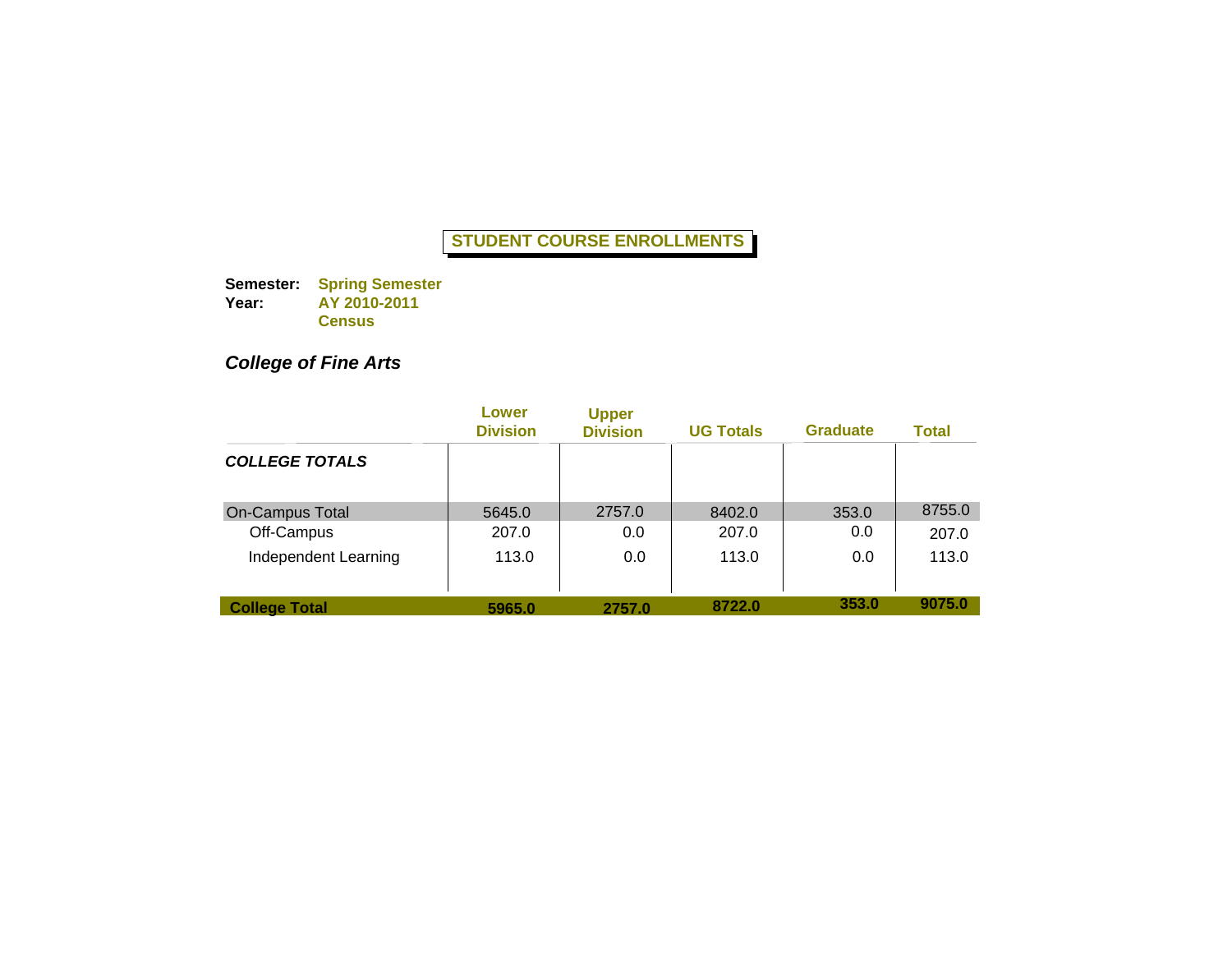# STUDENT COURSE ENROLLMENTS

**Semester:** **Spring Semester**
**Year:** **AY 2010-2011**
**Census**

### *College of Fine Arts*

| | Lower Division | Upper Division | UG Totals | Graduate | Total |
|---|---|---|---|---|---|
| ***COLLEGE TOTALS*** | | | | | |
| On-Campus Total | 5645.0 | 2757.0 | 8402.0 | 353.0 | 8755.0 |
| Off-Campus | 207.0 | 0.0 | 207.0 | 0.0 | 207.0 |
| Independent Learning | 113.0 | 0.0 | 113.0 | 0.0 | 113.0 |
| **College Total** | **5965.0** | **2757.0** | **8722.0** | **353.0** | **9075.0** |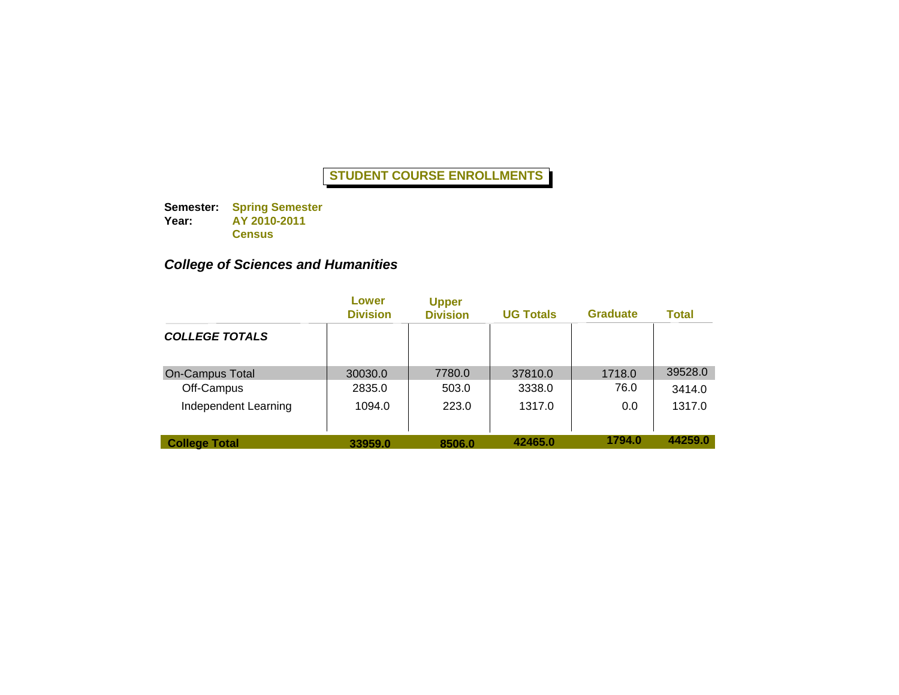# STUDENT COURSE ENROLLMENTS

**Semester:** **Spring Semester**
**Year:** **AY 2010-2011**
**Census**

### *College of Sciences and Humanities*

| | Lower Division | Upper Division | UG Totals | Graduate | Total |
|---|---|---|---|---|---|
| ***COLLEGE TOTALS*** | | | | | |
| On-Campus Total | 30030.0 | 7780.0 | 37810.0 | 1718.0 | 39528.0 |
| Off-Campus | 2835.0 | 503.0 | 3338.0 | 76.0 | 3414.0 |
| Independent Learning | 1094.0 | 223.0 | 1317.0 | 0.0 | 1317.0 |
| **College Total** | **33959.0** | **8506.0** | **42465.0** | **1794.0** | **44259.0** |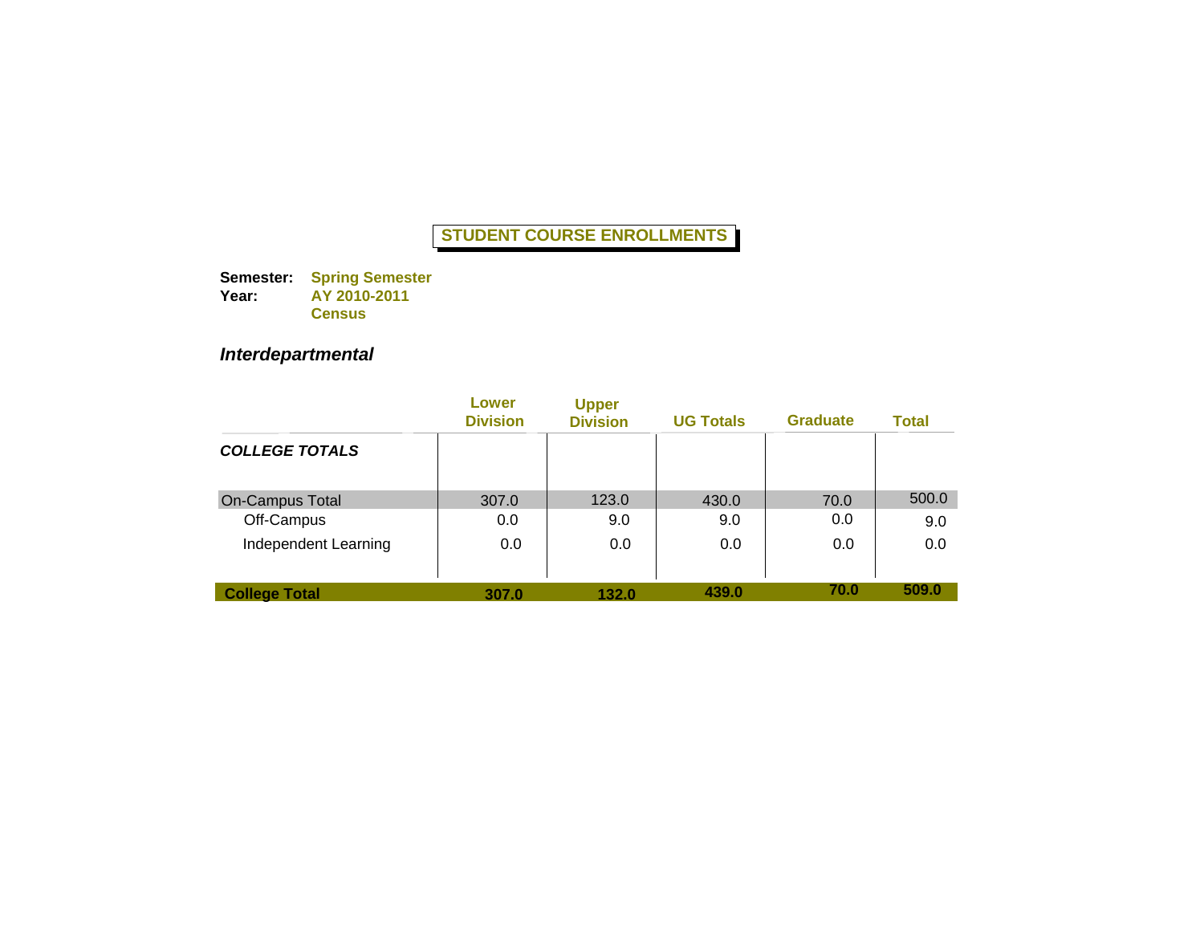# STUDENT COURSE ENROLLMENTS

**Semester:** **Spring Semester**
**Year:** **AY 2010-2011**
**Census**

## *Interdepartmental*

| | Lower Division | Upper Division | UG Totals | Graduate | Total |
|---|---|---|---|---|---|
| ***COLLEGE TOTALS*** | | | | | |
| On-Campus Total | 307.0 | 123.0 | 430.0 | 70.0 | 500.0 |
| Off-Campus | 0.0 | 9.0 | 9.0 | 0.0 | 9.0 |
| Independent Learning | 0.0 | 0.0 | 0.0 | 0.0 | 0.0 |
| **College Total** | **307.0** | **132.0** | **439.0** | **70.0** | **509.0** |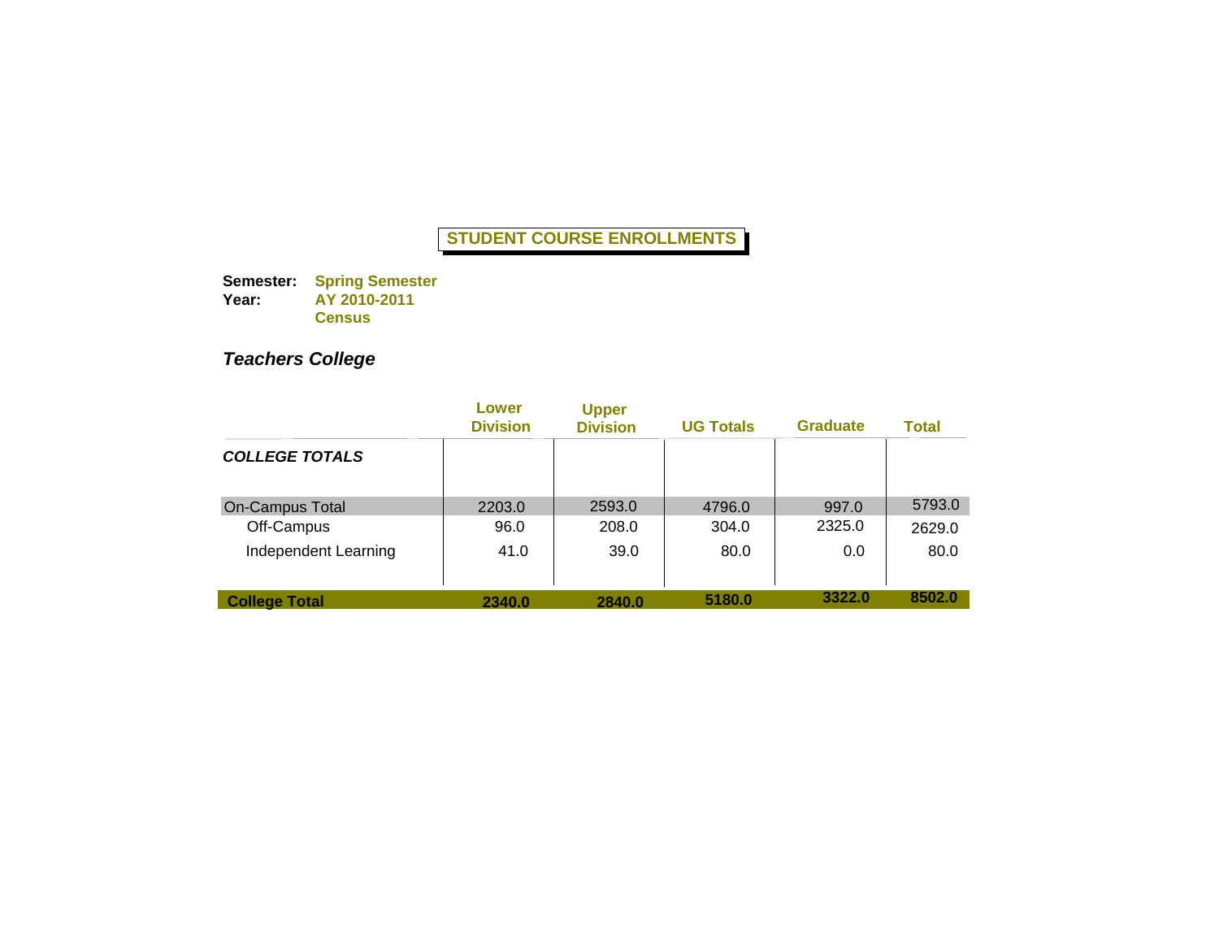# STUDENT COURSE ENROLLMENTS

**Semester:** **Spring Semester**
**Year:** **AY 2010-2011**
**Census**

## *Teachers College*

| | Lower Division | Upper Division | UG Totals | Graduate | Total |
|---|---|---|---|---|---|
| ***COLLEGE TOTALS*** | | | | | |
| On-Campus Total | 2203.0 | 2593.0 | 4796.0 | 997.0 | 5793.0 |
| Off-Campus | 96.0 | 208.0 | 304.0 | 2325.0 | 2629.0 |
| Independent Learning | 41.0 | 39.0 | 80.0 | 0.0 | 80.0 |
| **College Total** | **2340.0** | **2840.0** | **5180.0** | **3322.0** | **8502.0** |